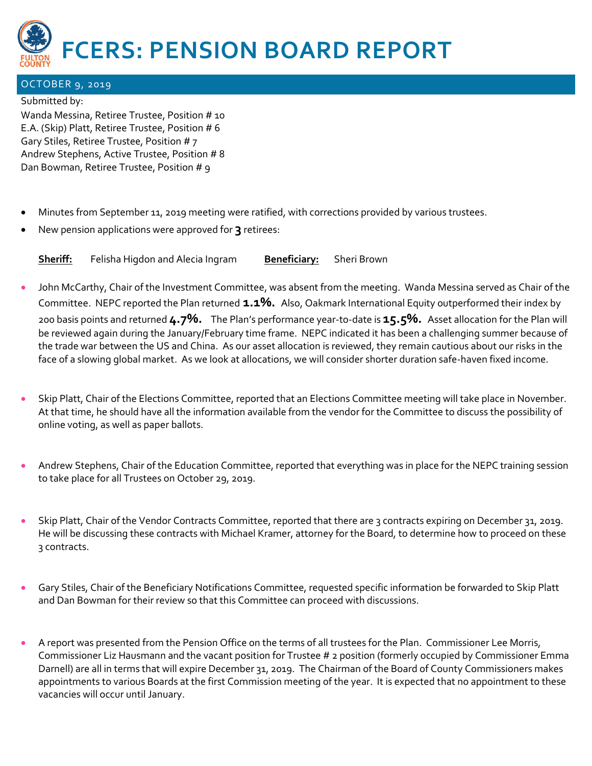# FCERS: PENSION BOARD REPORT

## OCTOBER 9, 2019

Submitted by:
Wanda Messina, Retiree Trustee, Position # 10
E.A. (Skip) Platt, Retiree Trustee, Position # 6
Gary Stiles, Retiree Trustee, Position # 7
Andrew Stephens, Active Trustee, Position # 8
Dan Bowman, Retiree Trustee, Position # 9

- Minutes from September 11, 2019 meeting were ratified, with corrections provided by various trustees.
- New pension applications were approved for **3** retirees:

  **Sheriff:** Felisha Higdon and Alecia Ingram **Beneficiary:** Sheri Brown

- John McCarthy, Chair of the Investment Committee, was absent from the meeting. Wanda Messina served as Chair of the Committee. NEPC reported the Plan returned **1.1%.** Also, Oakmark International Equity outperformed their index by 200 basis points and returned **4.7%.** The Plan's performance year-to-date is **15.5%.** Asset allocation for the Plan will be reviewed again during the January/February time frame. NEPC indicated it has been a challenging summer because of the trade war between the US and China. As our asset allocation is reviewed, they remain cautious about our risks in the face of a slowing global market. As we look at allocations, we will consider shorter duration safe-haven fixed income.

- Skip Platt, Chair of the Elections Committee, reported that an Elections Committee meeting will take place in November. At that time, he should have all the information available from the vendor for the Committee to discuss the possibility of online voting, as well as paper ballots.

- Andrew Stephens, Chair of the Education Committee, reported that everything was in place for the NEPC training session to take place for all Trustees on October 29, 2019.

- Skip Platt, Chair of the Vendor Contracts Committee, reported that there are 3 contracts expiring on December 31, 2019. He will be discussing these contracts with Michael Kramer, attorney for the Board, to determine how to proceed on these 3 contracts.

- Gary Stiles, Chair of the Beneficiary Notifications Committee, requested specific information be forwarded to Skip Platt and Dan Bowman for their review so that this Committee can proceed with discussions.

- A report was presented from the Pension Office on the terms of all trustees for the Plan. Commissioner Lee Morris, Commissioner Liz Hausmann and the vacant position for Trustee # 2 position (formerly occupied by Commissioner Emma Darnell) are all in terms that will expire December 31, 2019. The Chairman of the Board of County Commissioners makes appointments to various Boards at the first Commission meeting of the year. It is expected that no appointment to these vacancies will occur until January.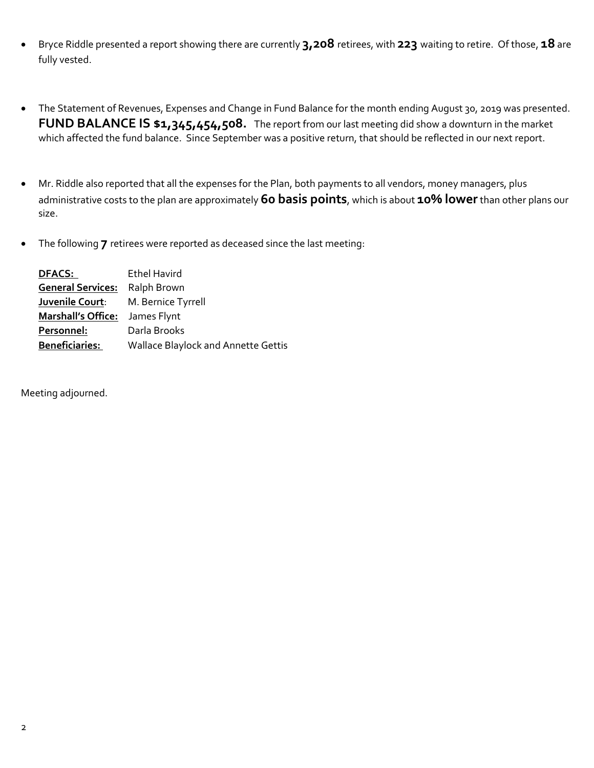- Bryce Riddle presented a report showing there are currently **3,208** retirees, with **223** waiting to retire. Of those, **18** are fully vested.

- The Statement of Revenues, Expenses and Change in Fund Balance for the month ending August 30, 2019 was presented. **FUND BALANCE IS $1,345,454,508.** The report from our last meeting did show a downturn in the market which affected the fund balance. Since September was a positive return, that should be reflected in our next report.

- Mr. Riddle also reported that all the expenses for the Plan, both payments to all vendors, money managers, plus administrative costs to the plan are approximately **60 basis points**, which is about **10% lower** than other plans our size.

- The following **7** retirees were reported as deceased since the last meeting:

| | |
|---|---|
| **DFACS:** | Ethel Havird |
| **General Services:** | Ralph Brown |
| **Juvenile Court**: | M. Bernice Tyrrell |
| **Marshall's Office:** | James Flynt |
| **Personnel:** | Darla Brooks |
| **Beneficiaries:** | Wallace Blaylock and Annette Gettis |

Meeting adjourned.